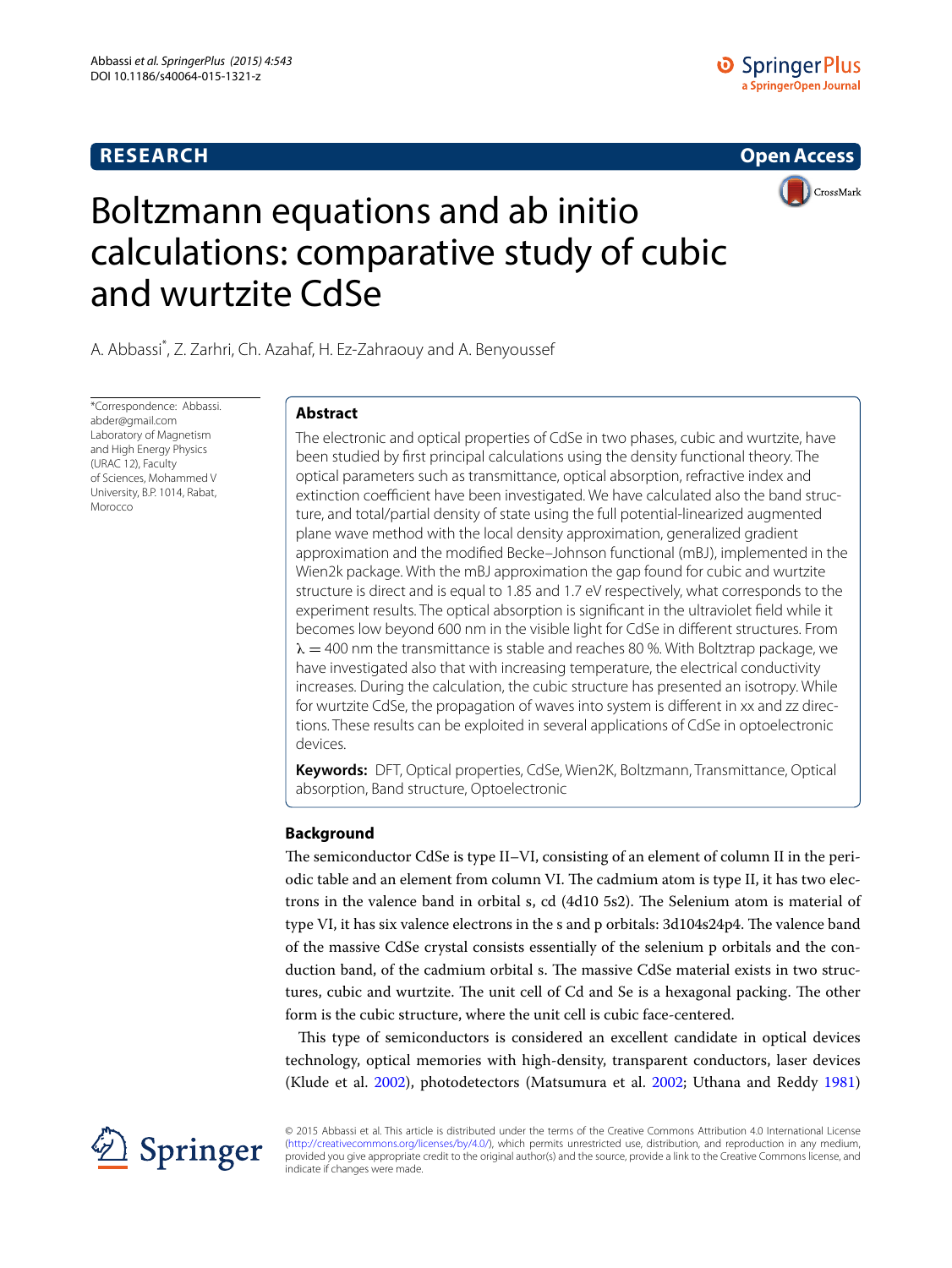RESEARCH

Open Access

# Boltzmann equations and ab initio calculations: comparative study of cubic and wurtzite CdSe

A. Abbassi*, Z. Zarhri, Ch. Azahaf, H. Ez-Zahraouy and A. Benyoussef

*Correspondence: Abbassi.abder@gmail.com
Laboratory of Magnetism and High Energy Physics (URAC 12), Faculty of Sciences, Mohammed V University, B.P. 1014, Rabat, Morocco

## Abstract

The electronic and optical properties of CdSe in two phases, cubic and wurtzite, have been studied by first principal calculations using the density functional theory. The optical parameters such as transmittance, optical absorption, refractive index and extinction coefficient have been investigated. We have calculated also the band structure, and total/partial density of state using the full potential-linearized augmented plane wave method with the local density approximation, generalized gradient approximation and the modified Becke–Johnson functional (mBJ), implemented in the Wien2k package. With the mBJ approximation the gap found for cubic and wurtzite structure is direct and is equal to 1.85 and 1.7 eV respectively, what corresponds to the experiment results. The optical absorption is significant in the ultraviolet field while it becomes low beyond 600 nm in the visible light for CdSe in different structures. From λ = 400 nm the transmittance is stable and reaches 80 %. With Boltztrap package, we have investigated also that with increasing temperature, the electrical conductivity increases. During the calculation, the cubic structure has presented an isotropy. While for wurtzite CdSe, the propagation of waves into system is different in xx and zz directions. These results can be exploited in several applications of CdSe in optoelectronic devices.

**Keywords:** DFT, Optical properties, CdSe, Wien2K, Boltzmann, Transmittance, Optical absorption, Band structure, Optoelectronic

## Background

The semiconductor CdSe is type II–VI, consisting of an element of column II in the periodic table and an element from column VI. The cadmium atom is type II, it has two electrons in the valence band in orbital s, cd (4d10 5s2). The Selenium atom is material of type VI, it has six valence electrons in the s and p orbitals: 3d104s24p4. The valence band of the massive CdSe crystal consists essentially of the selenium p orbitals and the conduction band, of the cadmium orbital s. The massive CdSe material exists in two structures, cubic and wurtzite. The unit cell of Cd and Se is a hexagonal packing. The other form is the cubic structure, where the unit cell is cubic face-centered.

This type of semiconductors is considered an excellent candidate in optical devices technology, optical memories with high-density, transparent conductors, laser devices (Klude et al. 2002), photodetectors (Matsumura et al. 2002; Uthana and Reddy 1981)

© 2015 Abbassi et al. This article is distributed under the terms of the Creative Commons Attribution 4.0 International License (http://creativecommons.org/licenses/by/4.0/), which permits unrestricted use, distribution, and reproduction in any medium, provided you give appropriate credit to the original author(s) and the source, provide a link to the Creative Commons license, and indicate if changes were made.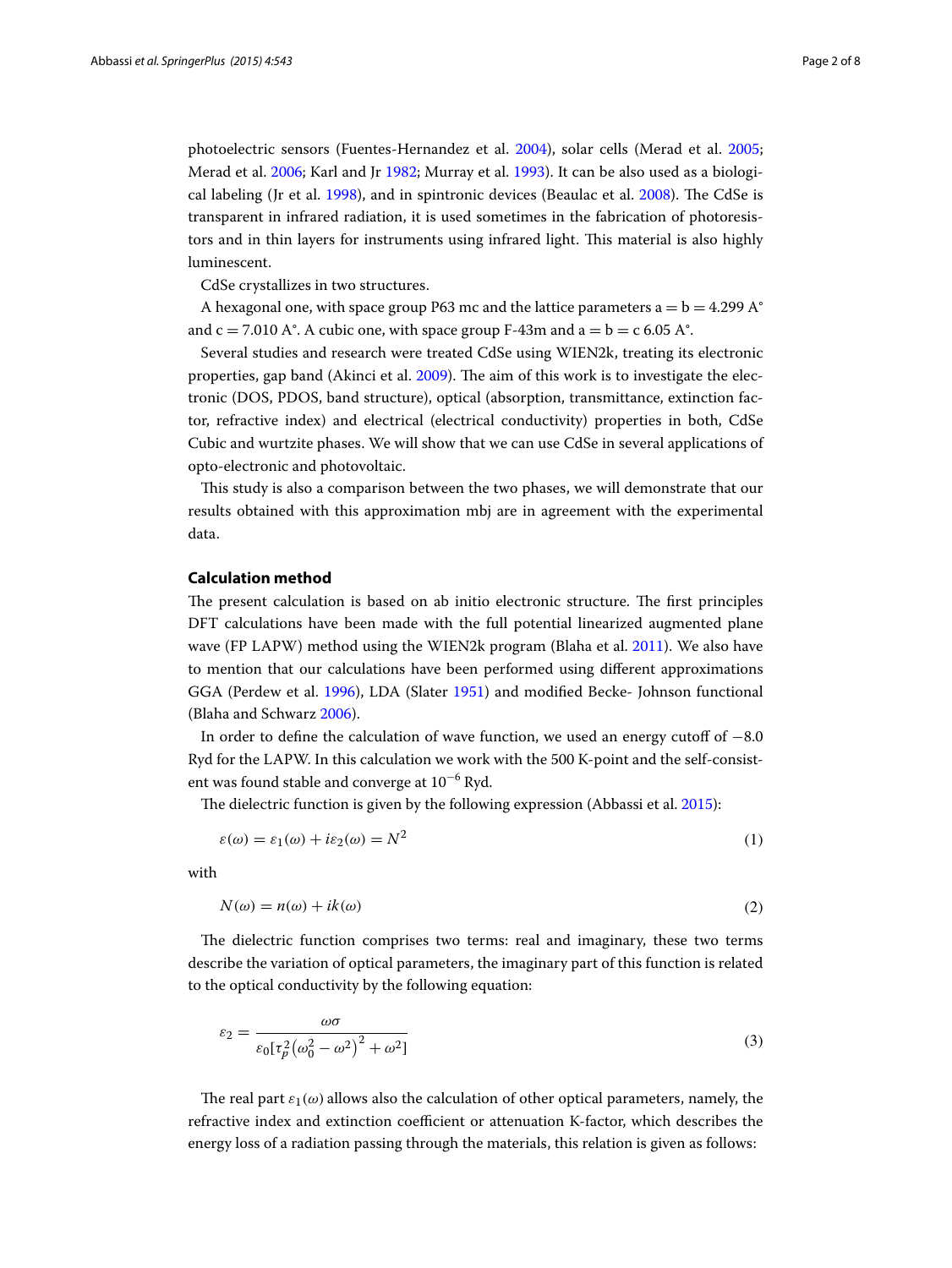photoelectric sensors (Fuentes-Hernandez et al. 2004), solar cells (Merad et al. 2005; Merad et al. 2006; Karl and Jr 1982; Murray et al. 1993). It can be also used as a biological labeling (Jr et al. 1998), and in spintronic devices (Beaulac et al. 2008). The CdSe is transparent in infrared radiation, it is used sometimes in the fabrication of photoresistors and in thin layers for instruments using infrared light. This material is also highly luminescent.

CdSe crystallizes in two structures.

A hexagonal one, with space group P63 mc and the lattice parameters a = b = 4.299 A° and c = 7.010 A°. A cubic one, with space group F-43m and a = b = c 6.05 A°.

Several studies and research were treated CdSe using WIEN2k, treating its electronic properties, gap band (Akinci et al. 2009). The aim of this work is to investigate the electronic (DOS, PDOS, band structure), optical (absorption, transmittance, extinction factor, refractive index) and electrical (electrical conductivity) properties in both, CdSe Cubic and wurtzite phases. We will show that we can use CdSe in several applications of opto-electronic and photovoltaic.

This study is also a comparison between the two phases, we will demonstrate that our results obtained with this approximation mbj are in agreement with the experimental data.

## Calculation method

The present calculation is based on ab initio electronic structure. The first principles DFT calculations have been made with the full potential linearized augmented plane wave (FP LAPW) method using the WIEN2k program (Blaha et al. 2011). We also have to mention that our calculations have been performed using different approximations GGA (Perdew et al. 1996), LDA (Slater 1951) and modified Becke- Johnson functional (Blaha and Schwarz 2006).

In order to define the calculation of wave function, we used an energy cutoff of −8.0 Ryd for the LAPW. In this calculation we work with the 500 K-point and the self-consistent was found stable and converge at $10^{-6}$ Ryd.

The dielectric function is given by the following expression (Abbassi et al. 2015):

$$\varepsilon(\omega) = \varepsilon_1(\omega) + i\varepsilon_2(\omega) = N^2 \tag{1}$$

with

$$N(\omega) = n(\omega) + ik(\omega) \tag{2}$$

The dielectric function comprises two terms: real and imaginary, these two terms describe the variation of optical parameters, the imaginary part of this function is related to the optical conductivity by the following equation:

$$\varepsilon_2 = \frac{\omega\sigma}{\varepsilon_0[\tau_p^2\left(\omega_0^2 - \omega^2\right)^2 + \omega^2]} \tag{3}$$

The real part $\varepsilon_1(\omega)$ allows also the calculation of other optical parameters, namely, the refractive index and extinction coefficient or attenuation K-factor, which describes the energy loss of a radiation passing through the materials, this relation is given as follows: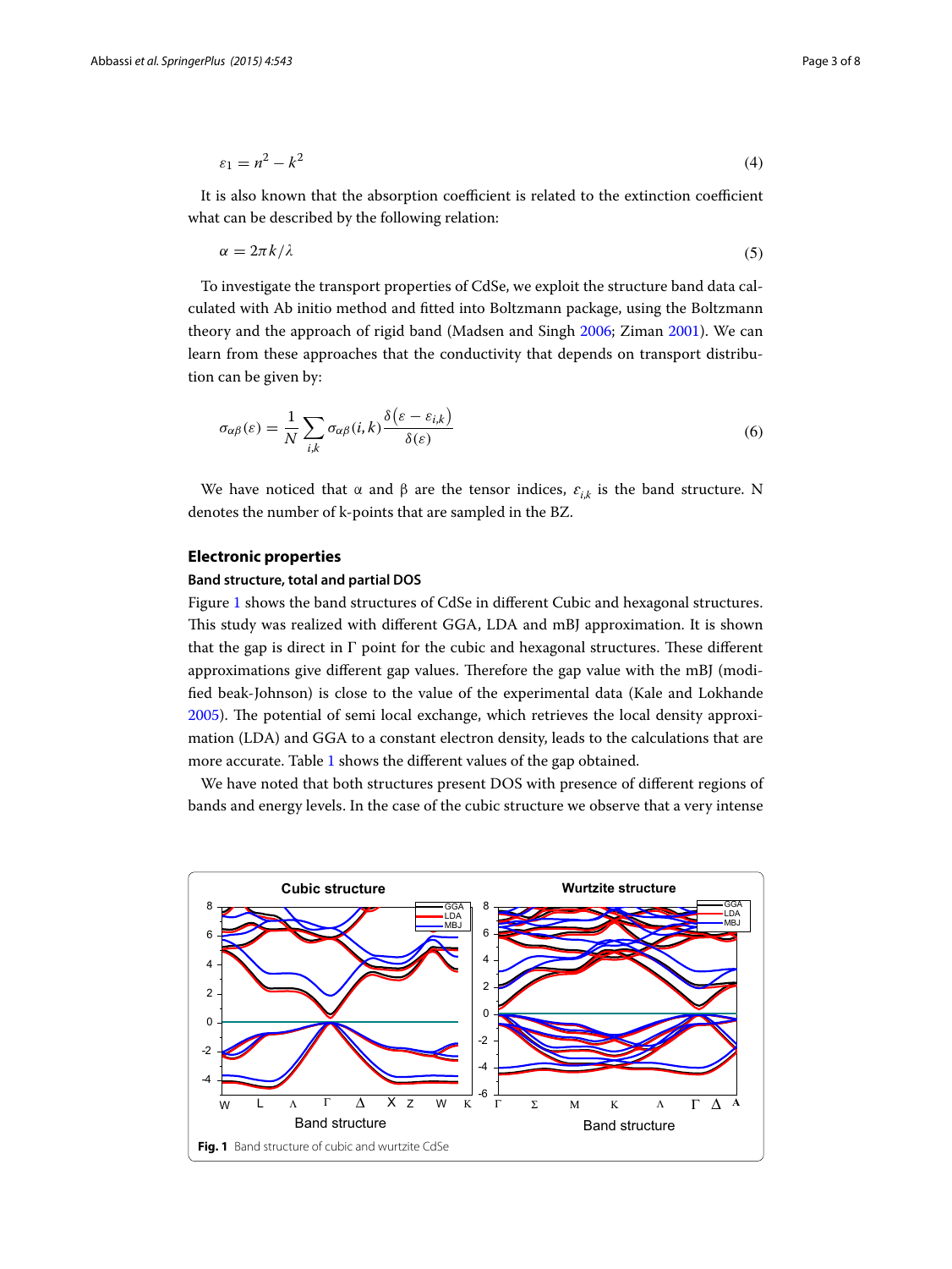$$\varepsilon_1 = n^2 - k^2 \tag{4}$$

It is also known that the absorption coefficient is related to the extinction coefficient what can be described by the following relation:

$$\alpha = 2\pi k/\lambda \tag{5}$$

To investigate the transport properties of CdSe, we exploit the structure band data calculated with Ab initio method and fitted into Boltzmann package, using the Boltzmann theory and the approach of rigid band (Madsen and Singh 2006; Ziman 2001). We can learn from these approaches that the conductivity that depends on transport distribution can be given by:

$$\sigma_{\alpha\beta}(\varepsilon) = \frac{1}{N}\sum_{i,k}\sigma_{\alpha\beta}(i,k)\frac{\delta\left(\varepsilon - \varepsilon_{i,k}\right)}{\delta(\varepsilon)} \tag{6}$$

We have noticed that α and β are the tensor indices, $\varepsilon_{i,k}$ is the band structure. N denotes the number of k-points that are sampled in the BZ.

## Electronic properties

### Band structure, total and partial DOS

Figure 1 shows the band structures of CdSe in different Cubic and hexagonal structures. This study was realized with different GGA, LDA and mBJ approximation. It is shown that the gap is direct in Γ point for the cubic and hexagonal structures. These different approximations give different gap values. Therefore the gap value with the mBJ (modified beak-Johnson) is close to the value of the experimental data (Kale and Lokhande 2005). The potential of semi local exchange, which retrieves the local density approximation (LDA) and GGA to a constant electron density, leads to the calculations that are more accurate. Table 1 shows the different values of the gap obtained.

We have noted that both structures present DOS with presence of different regions of bands and energy levels. In the case of the cubic structure we observe that a very intense

**Fig. 1** Band structure of cubic and wurtzite CdSe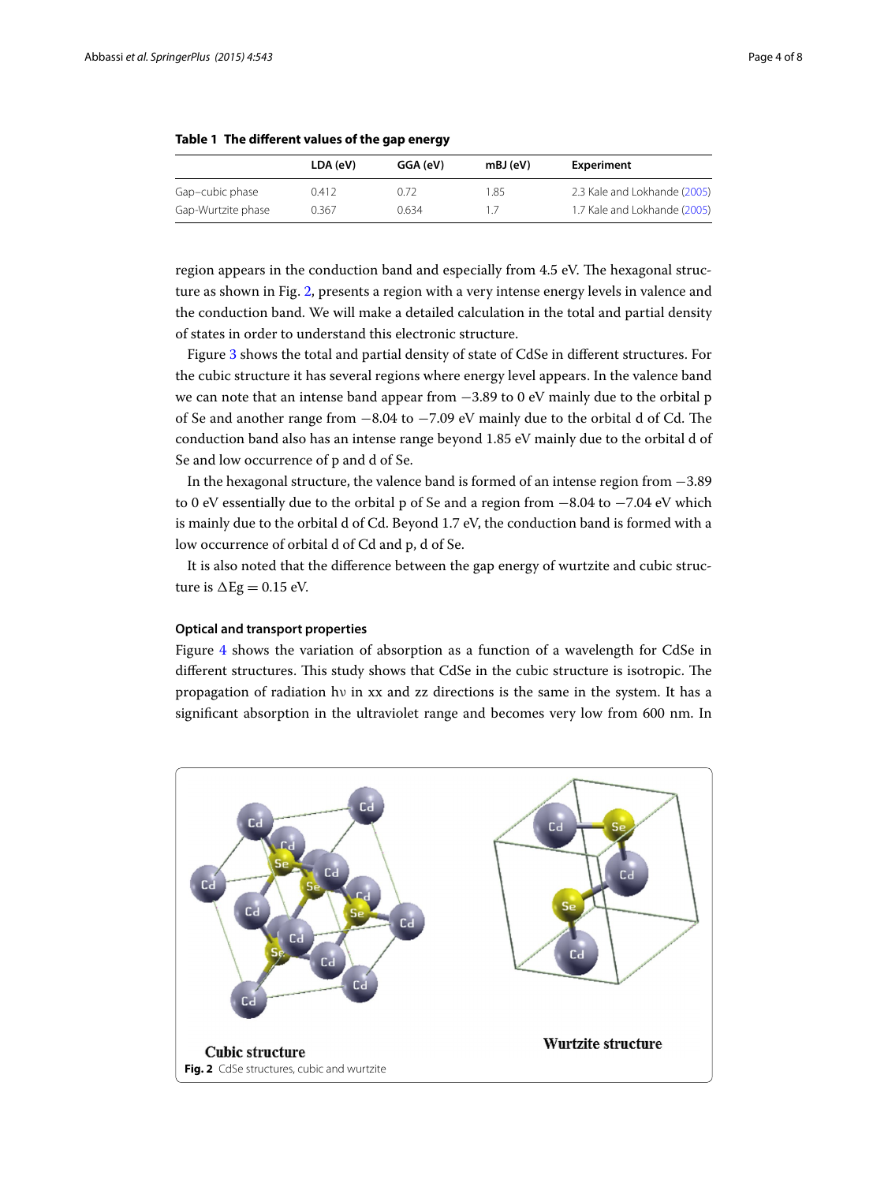**Table 1 The different values of the gap energy**

| | LDA (eV) | GGA (eV) | mBJ (eV) | Experiment |
|---|---|---|---|---|
| Gap–cubic phase | 0.412 | 0.72 | 1.85 | 2.3 Kale and Lokhande (2005) |
| Gap-Wurtzite phase | 0.367 | 0.634 | 1.7 | 1.7 Kale and Lokhande (2005) |

region appears in the conduction band and especially from 4.5 eV. The hexagonal structure as shown in Fig. 2, presents a region with a very intense energy levels in valence and the conduction band. We will make a detailed calculation in the total and partial density of states in order to understand this electronic structure.

Figure 3 shows the total and partial density of state of CdSe in different structures. For the cubic structure it has several regions where energy level appears. In the valence band we can note that an intense band appear from −3.89 to 0 eV mainly due to the orbital p of Se and another range from −8.04 to −7.09 eV mainly due to the orbital d of Cd. The conduction band also has an intense range beyond 1.85 eV mainly due to the orbital d of Se and low occurrence of p and d of Se.

In the hexagonal structure, the valence band is formed of an intense region from −3.89 to 0 eV essentially due to the orbital p of Se and a region from −8.04 to −7.04 eV which is mainly due to the orbital d of Cd. Beyond 1.7 eV, the conduction band is formed with a low occurrence of orbital d of Cd and p, d of Se.

It is also noted that the difference between the gap energy of wurtzite and cubic structure is $\Delta Eg = 0.15$ eV.

### Optical and transport properties

Figure 4 shows the variation of absorption as a function of a wavelength for CdSe in different structures. This study shows that CdSe in the cubic structure is isotropic. The propagation of radiation $h\nu$ in xx and zz directions is the same in the system. It has a significant absorption in the ultraviolet range and becomes very low from 600 nm. In

**Fig. 2** CdSe structures, cubic and wurtzite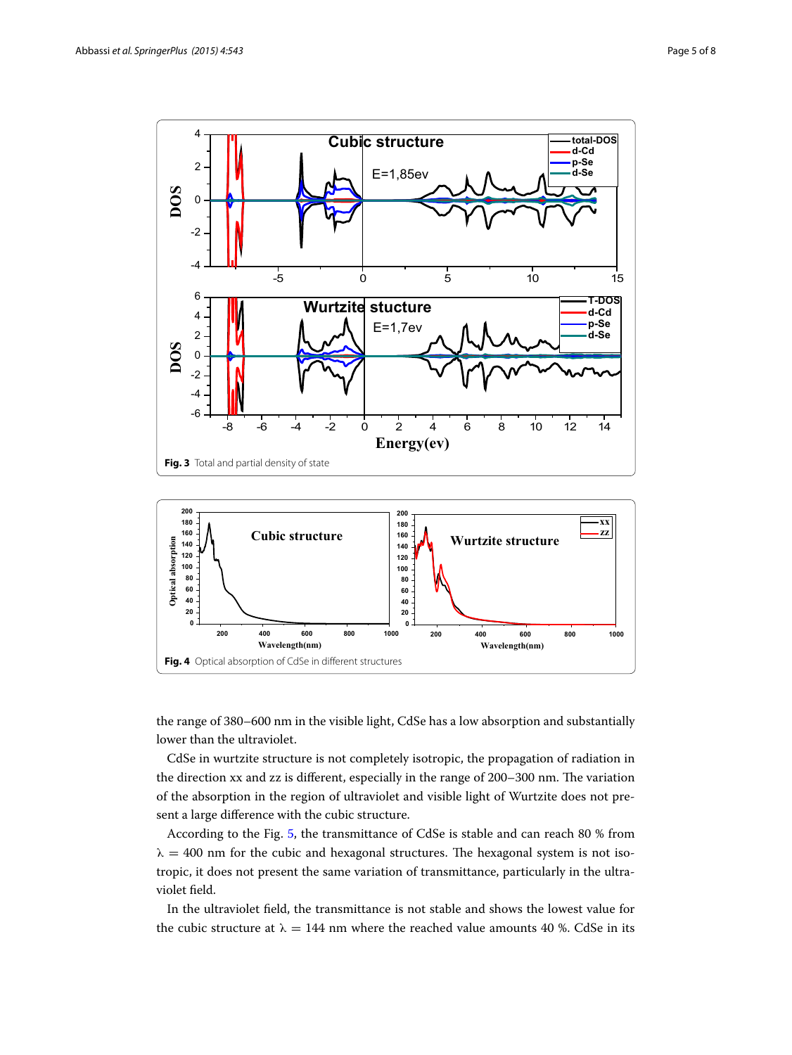Fig. 3 Total and partial density of state

Fig. 4 Optical absorption of CdSe in different structures

the range of 380–600 nm in the visible light, CdSe has a low absorption and substantially lower than the ultraviolet.

CdSe in wurtzite structure is not completely isotropic, the propagation of radiation in the direction xx and zz is different, especially in the range of 200–300 nm. The variation of the absorption in the region of ultraviolet and visible light of Wurtzite does not present a large difference with the cubic structure.

According to the Fig. 5, the transmittance of CdSe is stable and can reach 80 % from $\lambda = 400$ nm for the cubic and hexagonal structures. The hexagonal system is not isotropic, it does not present the same variation of transmittance, particularly in the ultraviolet field.

In the ultraviolet field, the transmittance is not stable and shows the lowest value for the cubic structure at $\lambda = 144$ nm where the reached value amounts 40 %. CdSe in its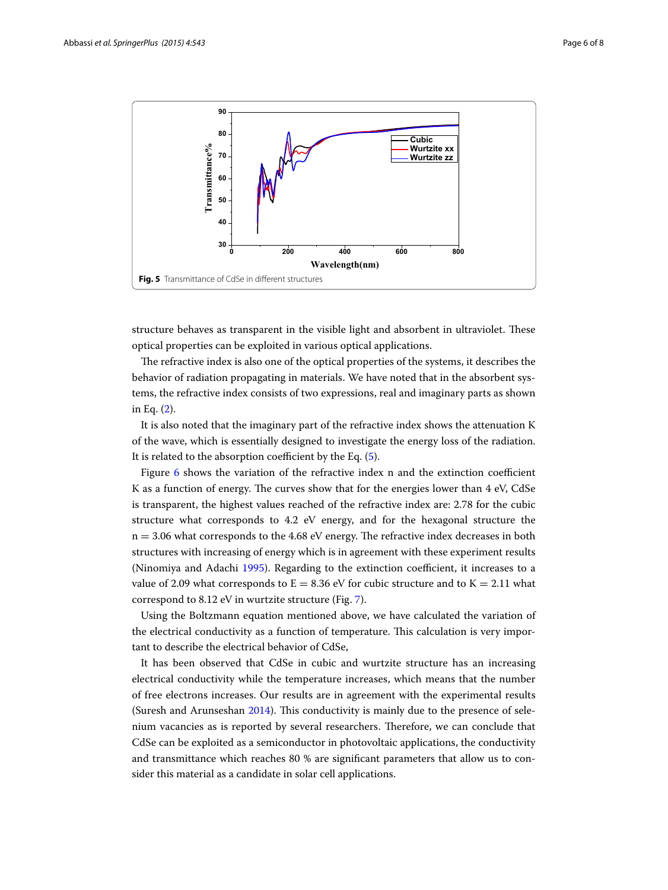**Fig. 5** Transmittance of CdSe in different structures

structure behaves as transparent in the visible light and absorbent in ultraviolet. These optical properties can be exploited in various optical applications.

The refractive index is also one of the optical properties of the systems, it describes the behavior of radiation propagating in materials. We have noted that in the absorbent systems, the refractive index consists of two expressions, real and imaginary parts as shown in Eq. (2).

It is also noted that the imaginary part of the refractive index shows the attenuation K of the wave, which is essentially designed to investigate the energy loss of the radiation. It is related to the absorption coefficient by the Eq. (5).

Figure 6 shows the variation of the refractive index n and the extinction coefficient K as a function of energy. The curves show that for the energies lower than 4 eV, CdSe is transparent, the highest values reached of the refractive index are: 2.78 for the cubic structure what corresponds to 4.2 eV energy, and for the hexagonal structure the $n = 3.06$ what corresponds to the 4.68 eV energy. The refractive index decreases in both structures with increasing of energy which is in agreement with these experiment results (Ninomiya and Adachi 1995). Regarding to the extinction coefficient, it increases to a value of 2.09 what corresponds to $E = 8.36$ eV for cubic structure and to $K = 2.11$ what correspond to 8.12 eV in wurtzite structure (Fig. 7).

Using the Boltzmann equation mentioned above, we have calculated the variation of the electrical conductivity as a function of temperature. This calculation is very important to describe the electrical behavior of CdSe,

It has been observed that CdSe in cubic and wurtzite structure has an increasing electrical conductivity while the temperature increases, which means that the number of free electrons increases. Our results are in agreement with the experimental results (Suresh and Arunseshan 2014). This conductivity is mainly due to the presence of selenium vacancies as is reported by several researchers. Therefore, we can conclude that CdSe can be exploited as a semiconductor in photovoltaic applications, the conductivity and transmittance which reaches 80 % are significant parameters that allow us to consider this material as a candidate in solar cell applications.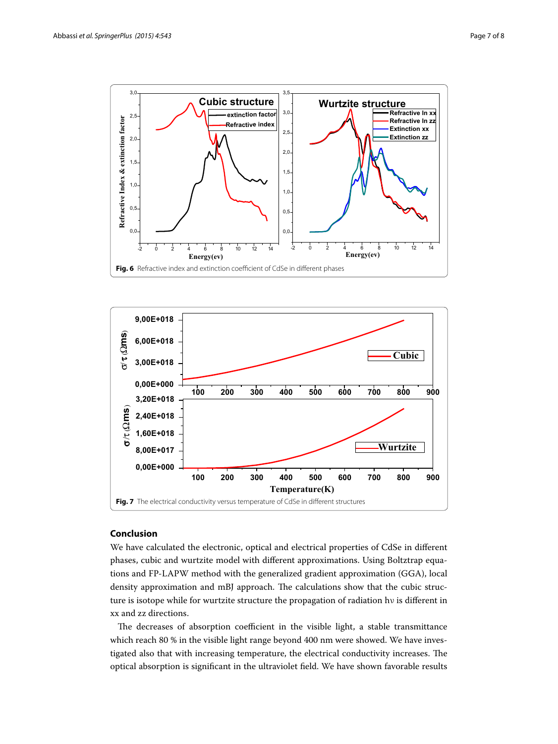Fig. 6 Refractive index and extinction coefficient of CdSe in different phases

Fig. 7 The electrical conductivity versus temperature of CdSe in different structures

## Conclusion

We have calculated the electronic, optical and electrical properties of CdSe in different phases, cubic and wurtzite model with different approximations. Using Boltztrap equations and FP-LAPW method with the generalized gradient approximation (GGA), local density approximation and mBJ approach. The calculations show that the cubic structure is isotope while for wurtzite structure the propagation of radiation hν is different in xx and zz directions.

The decreases of absorption coefficient in the visible light, a stable transmittance which reach 80 % in the visible light range beyond 400 nm were showed. We have investigated also that with increasing temperature, the electrical conductivity increases. The optical absorption is significant in the ultraviolet field. We have shown favorable results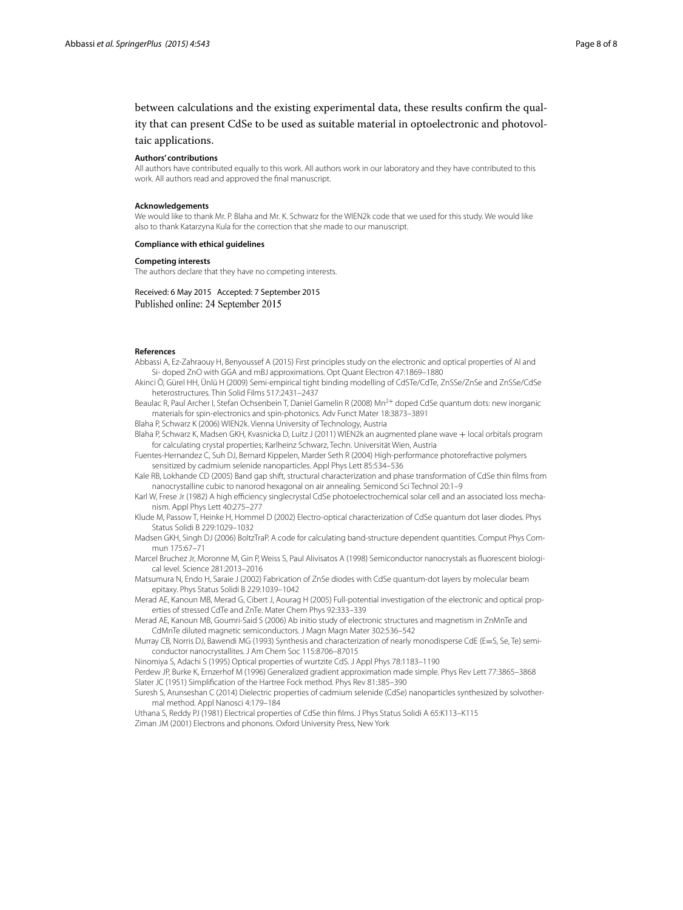between calculations and the existing experimental data, these results confirm the quality that can present CdSe to be used as suitable material in optoelectronic and photovoltaic applications.

#### Authors' contributions

All authors have contributed equally to this work. All authors work in our laboratory and they have contributed to this work. All authors read and approved the final manuscript.

#### Acknowledgements

We would like to thank Mr. P. Blaha and Mr. K. Schwarz for the WIEN2k code that we used for this study. We would like also to thank Katarzyna Kula for the correction that she made to our manuscript.

#### Compliance with ethical guidelines

#### Competing interests

The authors declare that they have no competing interests.

Received: 6 May 2015 Accepted: 7 September 2015
Published online: 24 September 2015

#### References

Abbassi A, Ez-Zahraouy H, Benyoussef A (2015) First principles study on the electronic and optical properties of Al and Si- doped ZnO with GGA and mBJ approximations. Opt Quant Electron 47:1869–1880

Akinci Ö, Gürel HH, Ünlü H (2009) Semi-empirical tight binding modelling of CdSTe/CdTe, ZnSSe/ZnSe and ZnSSe/CdSe heterostructures. Thin Solid Films 517:2431–2437

Beaulac R, Paul Archer I, Stefan Ochsenbein T, Daniel Gamelin R (2008) $Mn^{2+}$ doped CdSe quantum dots: new inorganic materials for spin-electronics and spin-photonics. Adv Funct Mater 18:3873–3891

Blaha P, Schwarz K (2006) WIEN2k. Vienna University of Technology, Austria

Blaha P, Schwarz K, Madsen GKH, Kvasnicka D, Luitz J (2011) WIEN2k an augmented plane wave + local orbitals program for calculating crystal properties; Karlheinz Schwarz, Techn. Universität Wien, Austria

Fuentes-Hernandez C, Suh DJ, Bernard Kippelen, Marder Seth R (2004) High-performance photorefractive polymers sensitized by cadmium selenide nanoparticles. Appl Phys Lett 85:534–536

Kale RB, Lokhande CD (2005) Band gap shift, structural characterization and phase transformation of CdSe thin films from nanocrystalline cubic to nanorod hexagonal on air annealing. Semicond Sci Technol 20:1–9

Karl W, Frese Jr (1982) A high efficiency singlecrystal CdSe photoelectrochemical solar cell and an associated loss mechanism. Appl Phys Lett 40:275–277

Klude M, Passow T, Heinke H, Hommel D (2002) Electro-optical characterization of CdSe quantum dot laser diodes. Phys Status Solidi B 229:1029–1032

Madsen GKH, Singh DJ (2006) BoltzTraP. A code for calculating band-structure dependent quantities. Comput Phys Commun 175:67–71

Marcel Bruchez Jr, Moronne M, Gin P, Weiss S, Paul Alivisatos A (1998) Semiconductor nanocrystals as fluorescent biological level. Science 281:2013–2016

Matsumura N, Endo H, Saraie J (2002) Fabrication of ZnSe diodes with CdSe quantum-dot layers by molecular beam epitaxy. Phys Status Solidi B 229:1039–1042

Merad AE, Kanoun MB, Merad G, Cibert J, Aourag H (2005) Full-potential investigation of the electronic and optical properties of stressed CdTe and ZnTe. Mater Chem Phys 92:333–339

Merad AE, Kanoun MB, Goumri-Said S (2006) Ab initio study of electronic structures and magnetism in ZnMnTe and CdMnTe diluted magnetic semiconductors. J Magn Magn Mater 302:536–542

Murray CB, Norris DJ, Bawendi MG (1993) Synthesis and characterization of nearly monodisperse CdE (E=S, Se, Te) semiconductor nanocrystallites. J Am Chem Soc 115:8706–87015

Ninomiya S, Adachi S (1995) Optical properties of wurtzite CdS. J Appl Phys 78:1183–1190

Perdew JP, Burke K, Ernzerhof M (1996) Generalized gradient approximation made simple. Phys Rev Lett 77:3865–3868

Slater JC (1951) Simplification of the Hartree Fock method. Phys Rev 81:385–390

Suresh S, Arunseshan C (2014) Dielectric properties of cadmium selenide (CdSe) nanoparticles synthesized by solvothermal method. Appl Nanosci 4:179–184

Uthana S, Reddy PJ (1981) Electrical properties of CdSe thin films. J Phys Status Solidi A 65:K113–K115

Ziman JM (2001) Electrons and phonons. Oxford University Press, New York